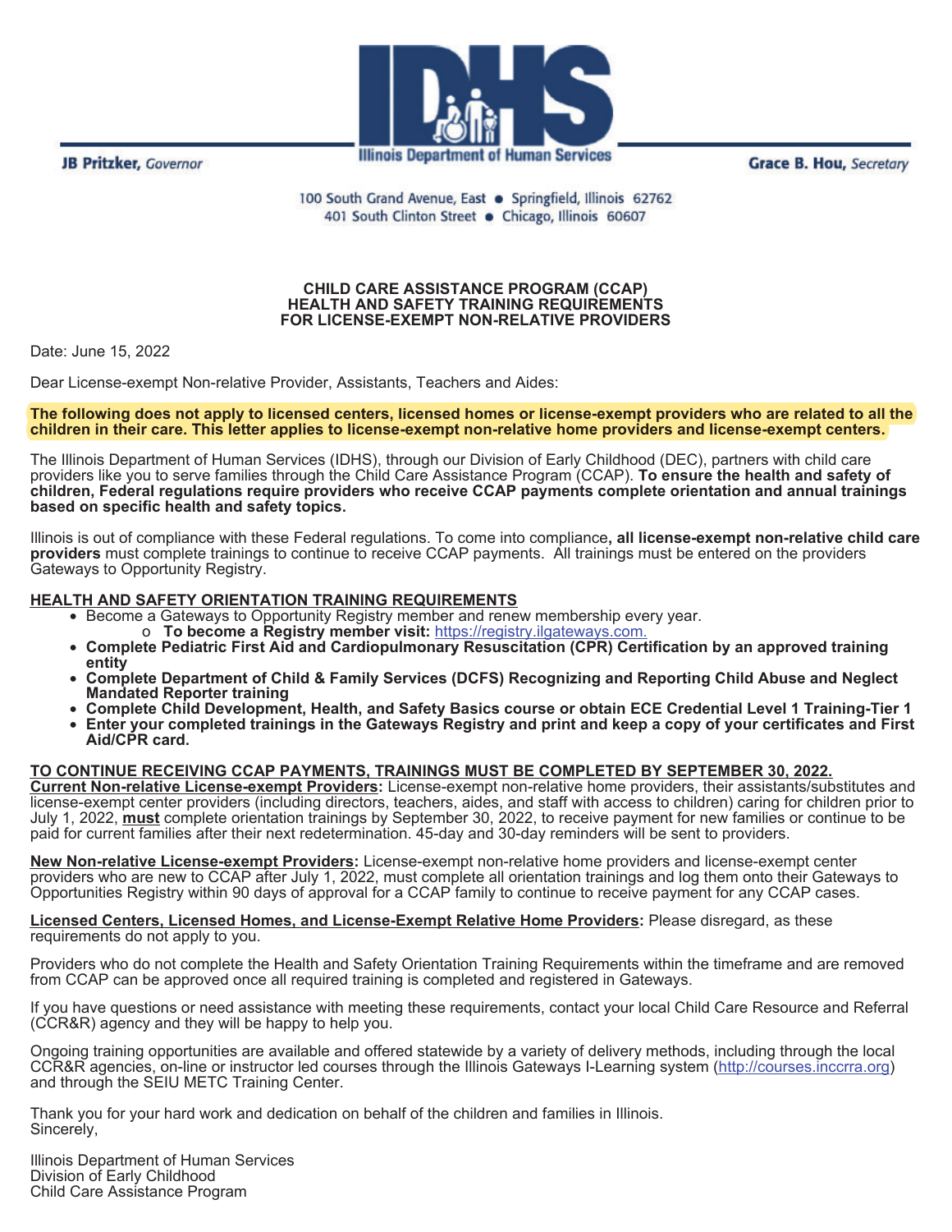JB Pritzker, *Governor*

Illinois Department of Human Services

Grace B. Hou, *Secretary*

100 South Grand Avenue, East • Springfield, Illinois 62762
401 South Clinton Street • Chicago, Illinois 60607

**CHILD CARE ASSISTANCE PROGRAM (CCAP)**
**HEALTH AND SAFETY TRAINING REQUIREMENTS**
**FOR LICENSE-EXEMPT NON-RELATIVE PROVIDERS**

Date: June 15, 2022

Dear License-exempt Non-relative Provider, Assistants, Teachers and Aides:

**The following does not apply to licensed centers, licensed homes or license-exempt providers who are related to all the children in their care. This letter applies to license-exempt non-relative home providers and license-exempt centers.**

The Illinois Department of Human Services (IDHS), through our Division of Early Childhood (DEC), partners with child care providers like you to serve families through the Child Care Assistance Program (CCAP). **To ensure the health and safety of children, Federal regulations require providers who receive CCAP payments complete orientation and annual trainings based on specific health and safety topics.**

Illinois is out of compliance with these Federal regulations. To come into compliance**, all license-exempt non-relative child care providers** must complete trainings to continue to receive CCAP payments. All trainings must be entered on the providers Gateways to Opportunity Registry.

**<u>HEALTH AND SAFETY ORIENTATION TRAINING REQUIREMENTS</u>**

- Become a Gateways to Opportunity Registry member and renew membership every year.
  - **To become a Registry member visit:** https://registry.ilgateways.com.
- **Complete Pediatric First Aid and Cardiopulmonary Resuscitation (CPR) Certification by an approved training entity**
- **Complete Department of Child & Family Services (DCFS) Recognizing and Reporting Child Abuse and Neglect Mandated Reporter training**
- **Complete Child Development, Health, and Safety Basics course or obtain ECE Credential Level 1 Training-Tier 1**
- **Enter your completed trainings in the Gateways Registry and print and keep a copy of your certificates and First Aid/CPR card.**

**<u>TO CONTINUE RECEIVING CCAP PAYMENTS, TRAININGS MUST BE COMPLETED BY SEPTEMBER 30, 2022.</u>**

**<u>Current Non-relative License-exempt Providers</u>:** License-exempt non-relative home providers, their assistants/substitutes and license-exempt center providers (including directors, teachers, aides, and staff with access to children) caring for children prior to July 1, 2022, **<u>must</u>** complete orientation trainings by September 30, 2022, to receive payment for new families or continue to be paid for current families after their next redetermination. 45-day and 30-day reminders will be sent to providers.

**<u>New Non-relative License-exempt Providers</u>:** License-exempt non-relative home providers and license-exempt center providers who are new to CCAP after July 1, 2022, must complete all orientation trainings and log them onto their Gateways to Opportunities Registry within 90 days of approval for a CCAP family to continue to receive payment for any CCAP cases.

**<u>Licensed Centers, Licensed Homes, and License-Exempt Relative Home Providers</u>:** Please disregard, as these requirements do not apply to you.

Providers who do not complete the Health and Safety Orientation Training Requirements within the timeframe and are removed from CCAP can be approved once all required training is completed and registered in Gateways.

If you have questions or need assistance with meeting these requirements, contact your local Child Care Resource and Referral (CCR&R) agency and they will be happy to help you.

Ongoing training opportunities are available and offered statewide by a variety of delivery methods, including through the local CCR&R agencies, on-line or instructor led courses through the Illinois Gateways I-Learning system (http://courses.inccrra.org) and through the SEIU METC Training Center.

Thank you for your hard work and dedication on behalf of the children and families in Illinois.
Sincerely,

Illinois Department of Human Services
Division of Early Childhood
Child Care Assistance Program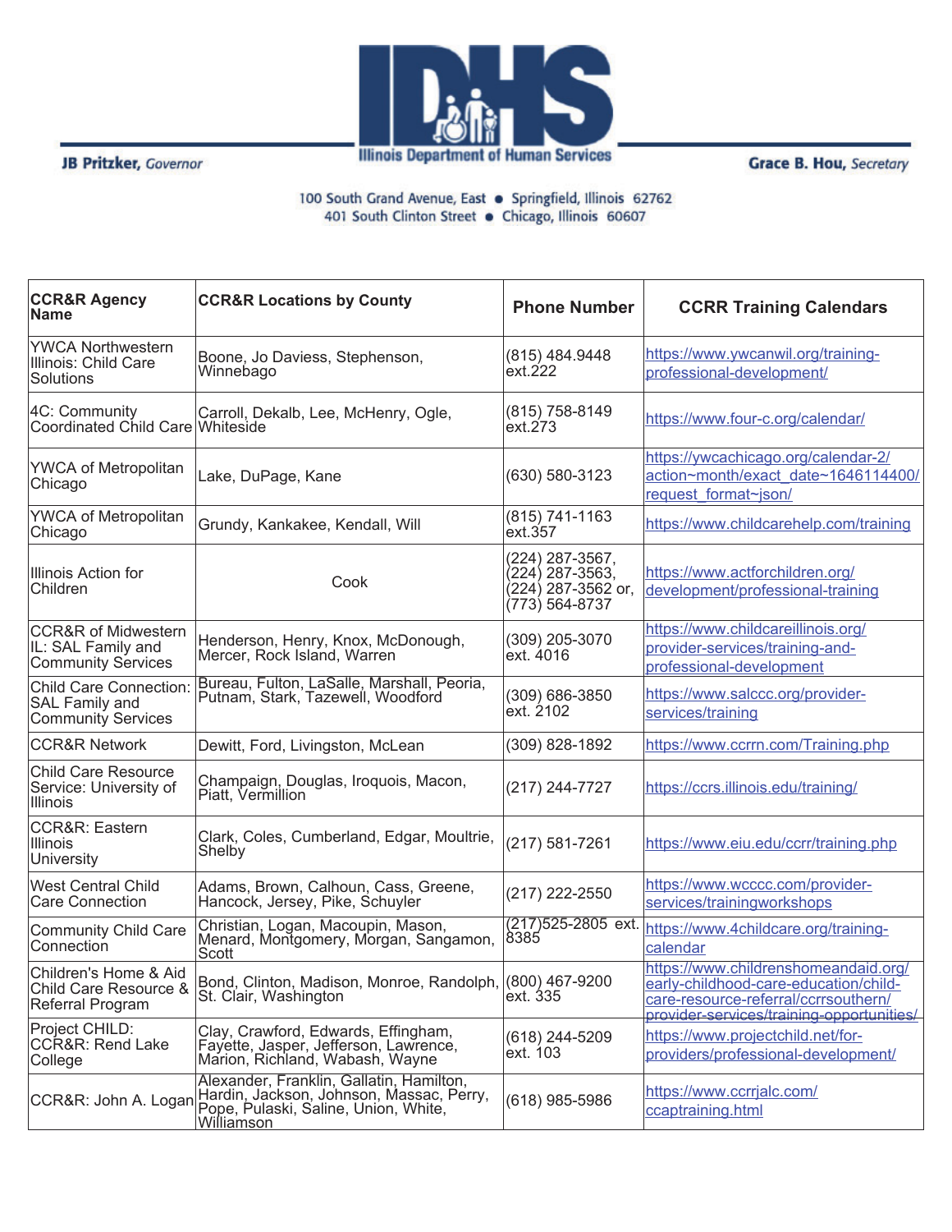JB Pritzker, *Governor*

Illinois Department of Human Services

Grace B. Hou, *Secretary*

100 South Grand Avenue, East • Springfield, Illinois 62762
401 South Clinton Street • Chicago, Illinois 60607

| CCR&R Agency Name | CCR&R Locations by County | Phone Number | CCRR Training Calendars |
|---|---|---|---|
| YWCA Northwestern Illinois: Child Care Solutions | Boone, Jo Daviess, Stephenson, Winnebago | (815) 484.9448 ext.222 | https://www.ywcanwil.org/training-professional-development/ |
| 4C: Community Coordinated Child Care | Carroll, Dekalb, Lee, McHenry, Ogle, Whiteside | (815) 758-8149 ext.273 | https://www.four-c.org/calendar/ |
| YWCA of Metropolitan Chicago | Lake, DuPage, Kane | (630) 580-3123 | https://ywcachicago.org/calendar-2/action~month/exact_date~1646114400/request_format~json/ |
| YWCA of Metropolitan Chicago | Grundy, Kankakee, Kendall, Will | (815) 741-1163 ext.357 | https://www.childcarehelp.com/training |
| Illinois Action for Children | Cook | (224) 287-3567, (224) 287-3563, (224) 287-3562 or, (773) 564-8737 | https://www.actforchildren.org/development/professional-training |
| CCR&R of Midwestern IL: SAL Family and Community Services | Henderson, Henry, Knox, McDonough, Mercer, Rock Island, Warren | (309) 205-3070 ext. 4016 | https://www.childcareillinois.org/provider-services/training-and-professional-development |
| Child Care Connection: SAL Family and Community Services | Bureau, Fulton, LaSalle, Marshall, Peoria, Putnam, Stark, Tazewell, Woodford | (309) 686-3850 ext. 2102 | https://www.salccc.org/provider-services/training |
| CCR&R Network | Dewitt, Ford, Livingston, McLean | (309) 828-1892 | https://www.ccrrn.com/Training.php |
| Child Care Resource Service: University of Illinois | Champaign, Douglas, Iroquois, Macon, Piatt, Vermillion | (217) 244-7727 | https://ccrs.illinois.edu/training/ |
| CCR&R: Eastern Illinois University | Clark, Coles, Cumberland, Edgar, Moultrie, Shelby | (217) 581-7261 | https://www.eiu.edu/ccrr/training.php |
| West Central Child Care Connection | Adams, Brown, Calhoun, Cass, Greene, Hancock, Jersey, Pike, Schuyler | (217) 222-2550 | https://www.wcccc.com/provider-services/trainingworkshops |
| Community Child Care Connection | Christian, Logan, Macoupin, Mason, Menard, Montgomery, Morgan, Sangamon, Scott | (217)525-2805 ext. 8385 | https://www.4childcare.org/training-calendar |
| Children's Home & Aid Child Care Resource & Referral Program | Bond, Clinton, Madison, Monroe, Randolph, St. Clair, Washington | (800) 467-9200 ext. 335 | https://www.childrenshomeandaid.org/early-childhood-care-education/child-care-resource-referral/ccrrsouthern/provider-services/training-opportunities/ |
| Project CHILD: CCR&R: Rend Lake College | Clay, Crawford, Edwards, Effingham, Fayette, Jasper, Jefferson, Lawrence, Marion, Richland, Wabash, Wayne | (618) 244-5209 ext. 103 | https://www.projectchild.net/for-providers/professional-development/ |
| CCR&R: John A. Logan | Alexander, Franklin, Gallatin, Hamilton, Hardin, Jackson, Johnson, Massac, Perry, Pope, Pulaski, Saline, Union, White, Williamson | (618) 985-5986 | https://www.ccrrjalc.com/ccaptraining.html |